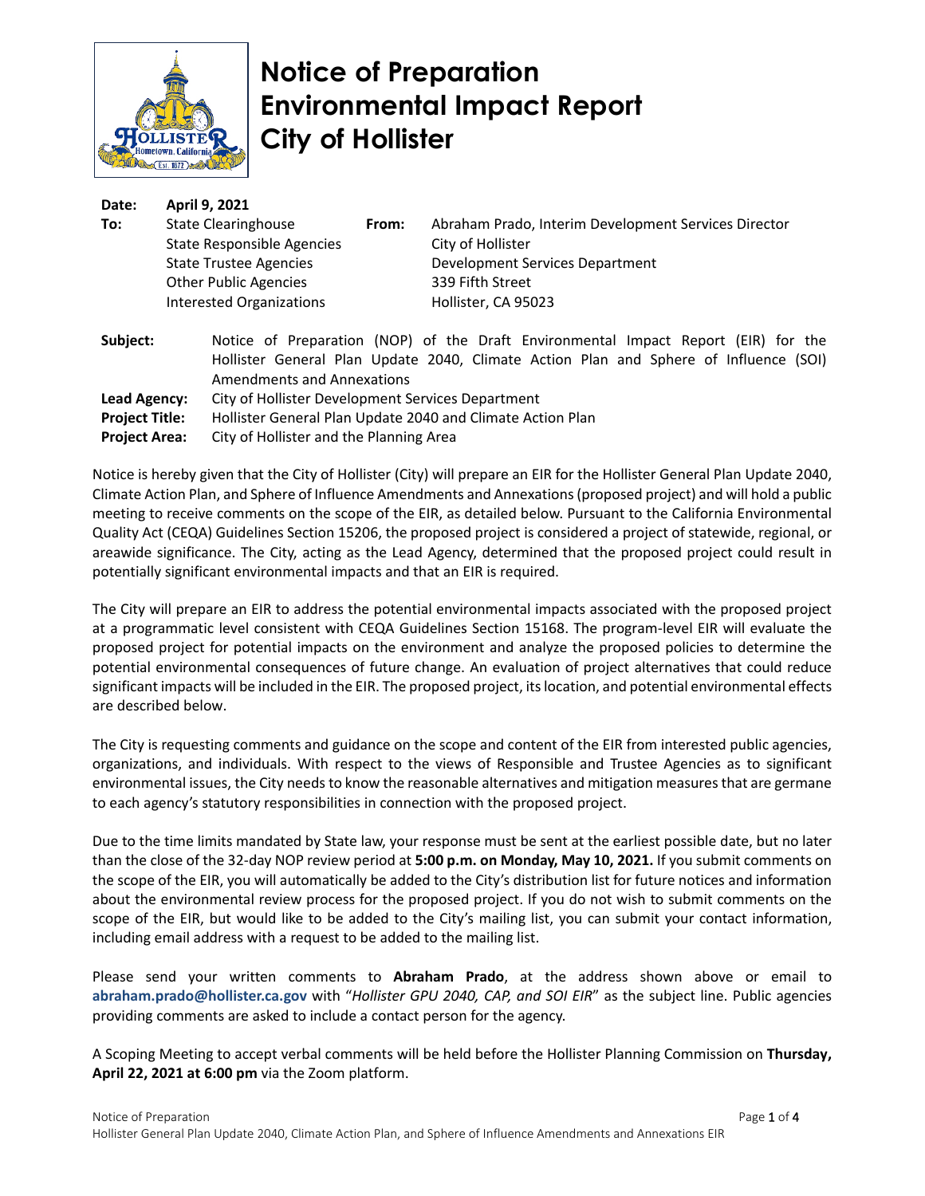# Notice of Preparation Environmental Impact Report City of Hollister

**Date:** April 9, 2021

**To:** State Clearinghouse
State Responsible Agencies
State Trustee Agencies
Other Public Agencies
Interested Organizations

**From:** Abraham Prado, Interim Development Services Director
City of Hollister
Development Services Department
339 Fifth Street
Hollister, CA 95023

**Subject:** Notice of Preparation (NOP) of the Draft Environmental Impact Report (EIR) for the Hollister General Plan Update 2040, Climate Action Plan and Sphere of Influence (SOI) Amendments and Annexations

**Lead Agency:** City of Hollister Development Services Department

**Project Title:** Hollister General Plan Update 2040 and Climate Action Plan

**Project Area:** City of Hollister and the Planning Area

Notice is hereby given that the City of Hollister (City) will prepare an EIR for the Hollister General Plan Update 2040, Climate Action Plan, and Sphere of Influence Amendments and Annexations (proposed project) and will hold a public meeting to receive comments on the scope of the EIR, as detailed below. Pursuant to the California Environmental Quality Act (CEQA) Guidelines Section 15206, the proposed project is considered a project of statewide, regional, or areawide significance. The City, acting as the Lead Agency, determined that the proposed project could result in potentially significant environmental impacts and that an EIR is required.

The City will prepare an EIR to address the potential environmental impacts associated with the proposed project at a programmatic level consistent with CEQA Guidelines Section 15168. The program-level EIR will evaluate the proposed project for potential impacts on the environment and analyze the proposed policies to determine the potential environmental consequences of future change. An evaluation of project alternatives that could reduce significant impacts will be included in the EIR. The proposed project, its location, and potential environmental effects are described below.

The City is requesting comments and guidance on the scope and content of the EIR from interested public agencies, organizations, and individuals. With respect to the views of Responsible and Trustee Agencies as to significant environmental issues, the City needs to know the reasonable alternatives and mitigation measures that are germane to each agency's statutory responsibilities in connection with the proposed project.

Due to the time limits mandated by State law, your response must be sent at the earliest possible date, but no later than the close of the 32-day NOP review period at **5:00 p.m. on Monday, May 10, 2021.** If you submit comments on the scope of the EIR, you will automatically be added to the City's distribution list for future notices and information about the environmental review process for the proposed project. If you do not wish to submit comments on the scope of the EIR, but would like to be added to the City's mailing list, you can submit your contact information, including email address with a request to be added to the mailing list.

Please send your written comments to **Abraham Prado**, at the address shown above or email to **abraham.prado@hollister.ca.gov** with "*Hollister GPU 2040, CAP, and SOI EIR*" as the subject line. Public agencies providing comments are asked to include a contact person for the agency.

A Scoping Meeting to accept verbal comments will be held before the Hollister Planning Commission on **Thursday, April 22, 2021 at 6:00 pm** via the Zoom platform.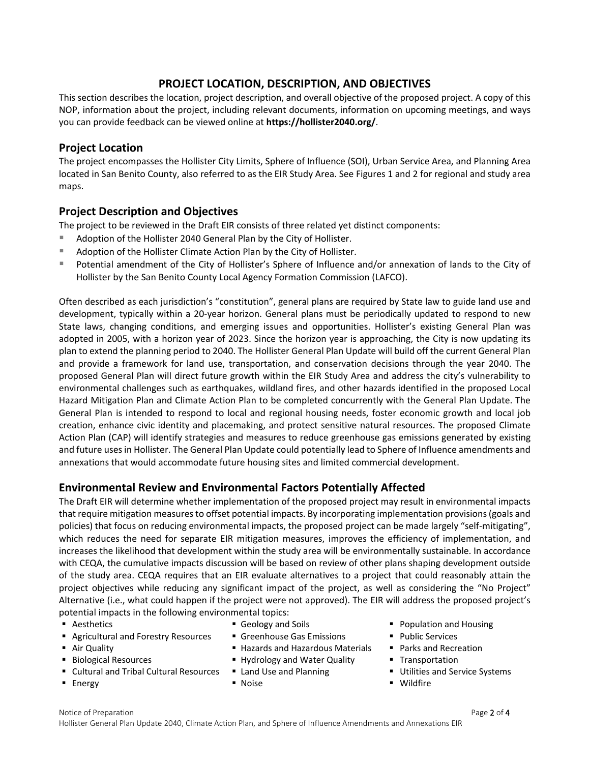# PROJECT LOCATION, DESCRIPTION, AND OBJECTIVES

This section describes the location, project description, and overall objective of the proposed project. A copy of this NOP, information about the project, including relevant documents, information on upcoming meetings, and ways you can provide feedback can be viewed online at **https://hollister2040.org/**.

## Project Location

The project encompasses the Hollister City Limits, Sphere of Influence (SOI), Urban Service Area, and Planning Area located in San Benito County, also referred to as the EIR Study Area. See Figures 1 and 2 for regional and study area maps.

## Project Description and Objectives

The project to be reviewed in the Draft EIR consists of three related yet distinct components:

- Adoption of the Hollister 2040 General Plan by the City of Hollister.
- Adoption of the Hollister Climate Action Plan by the City of Hollister.
- Potential amendment of the City of Hollister's Sphere of Influence and/or annexation of lands to the City of Hollister by the San Benito County Local Agency Formation Commission (LAFCO).

Often described as each jurisdiction's "constitution", general plans are required by State law to guide land use and development, typically within a 20-year horizon. General plans must be periodically updated to respond to new State laws, changing conditions, and emerging issues and opportunities. Hollister's existing General Plan was adopted in 2005, with a horizon year of 2023. Since the horizon year is approaching, the City is now updating its plan to extend the planning period to 2040. The Hollister General Plan Update will build off the current General Plan and provide a framework for land use, transportation, and conservation decisions through the year 2040. The proposed General Plan will direct future growth within the EIR Study Area and address the city's vulnerability to environmental challenges such as earthquakes, wildland fires, and other hazards identified in the proposed Local Hazard Mitigation Plan and Climate Action Plan to be completed concurrently with the General Plan Update. The General Plan is intended to respond to local and regional housing needs, foster economic growth and local job creation, enhance civic identity and placemaking, and protect sensitive natural resources. The proposed Climate Action Plan (CAP) will identify strategies and measures to reduce greenhouse gas emissions generated by existing and future uses in Hollister. The General Plan Update could potentially lead to Sphere of Influence amendments and annexations that would accommodate future housing sites and limited commercial development.

## Environmental Review and Environmental Factors Potentially Affected

The Draft EIR will determine whether implementation of the proposed project may result in environmental impacts that require mitigation measures to offset potential impacts. By incorporating implementation provisions (goals and policies) that focus on reducing environmental impacts, the proposed project can be made largely "self-mitigating", which reduces the need for separate EIR mitigation measures, improves the efficiency of implementation, and increases the likelihood that development within the study area will be environmentally sustainable. In accordance with CEQA, the cumulative impacts discussion will be based on review of other plans shaping development outside of the study area. CEQA requires that an EIR evaluate alternatives to a project that could reasonably attain the project objectives while reducing any significant impact of the project, as well as considering the "No Project" Alternative (i.e., what could happen if the project were not approved). The EIR will address the proposed project's potential impacts in the following environmental topics:

- Aesthetics
- Agricultural and Forestry Resources
- Air Quality
- Biological Resources
- Cultural and Tribal Cultural Resources
- Energy
- Geology and Soils
- Greenhouse Gas Emissions
- Hazards and Hazardous Materials
- Hydrology and Water Quality
- Land Use and Planning
- Noise
- Population and Housing
- Public Services
- Parks and Recreation
- Transportation
- Utilities and Service Systems
- Wildfire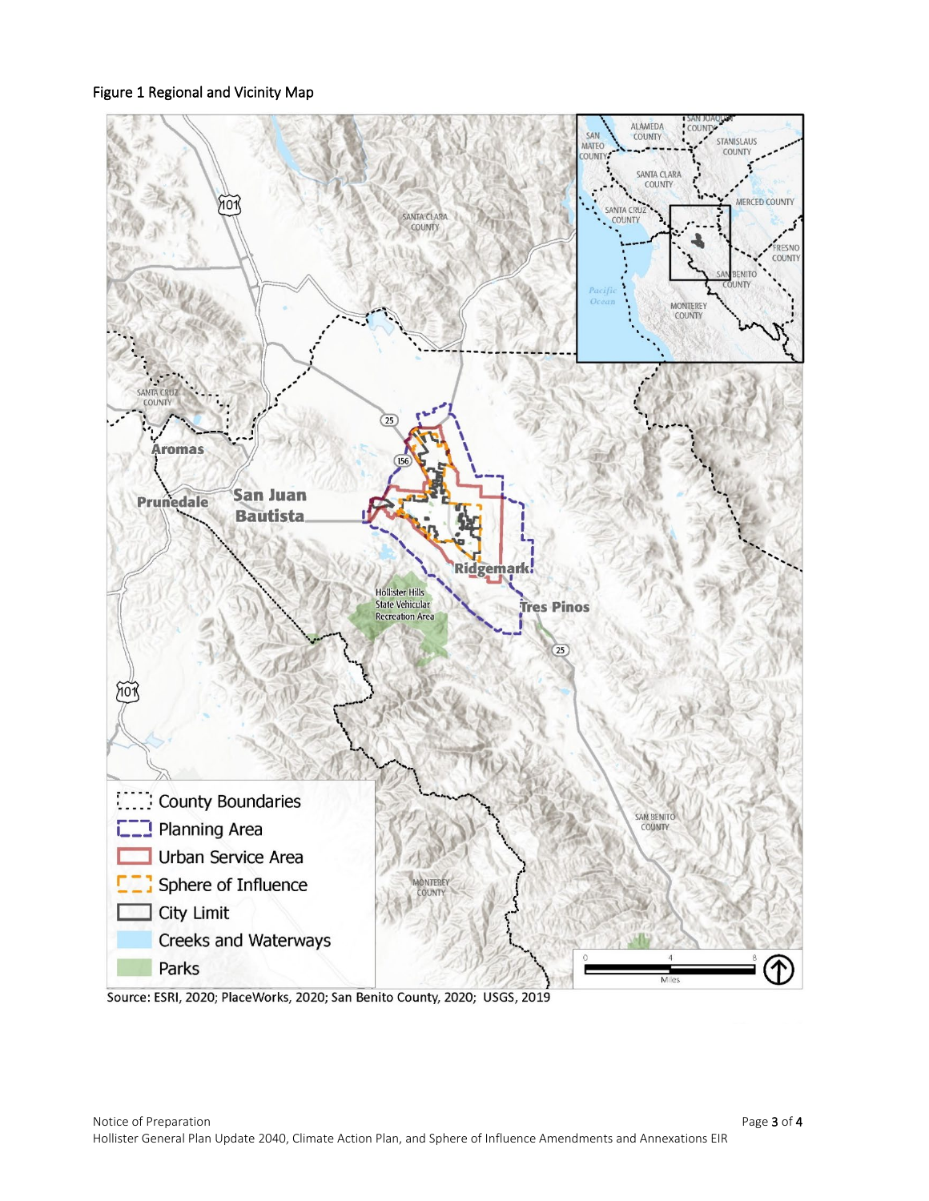Figure 1 Regional and Vicinity Map

Source: ESRI, 2020; PlaceWorks, 2020; San Benito County, 2020; USGS, 2019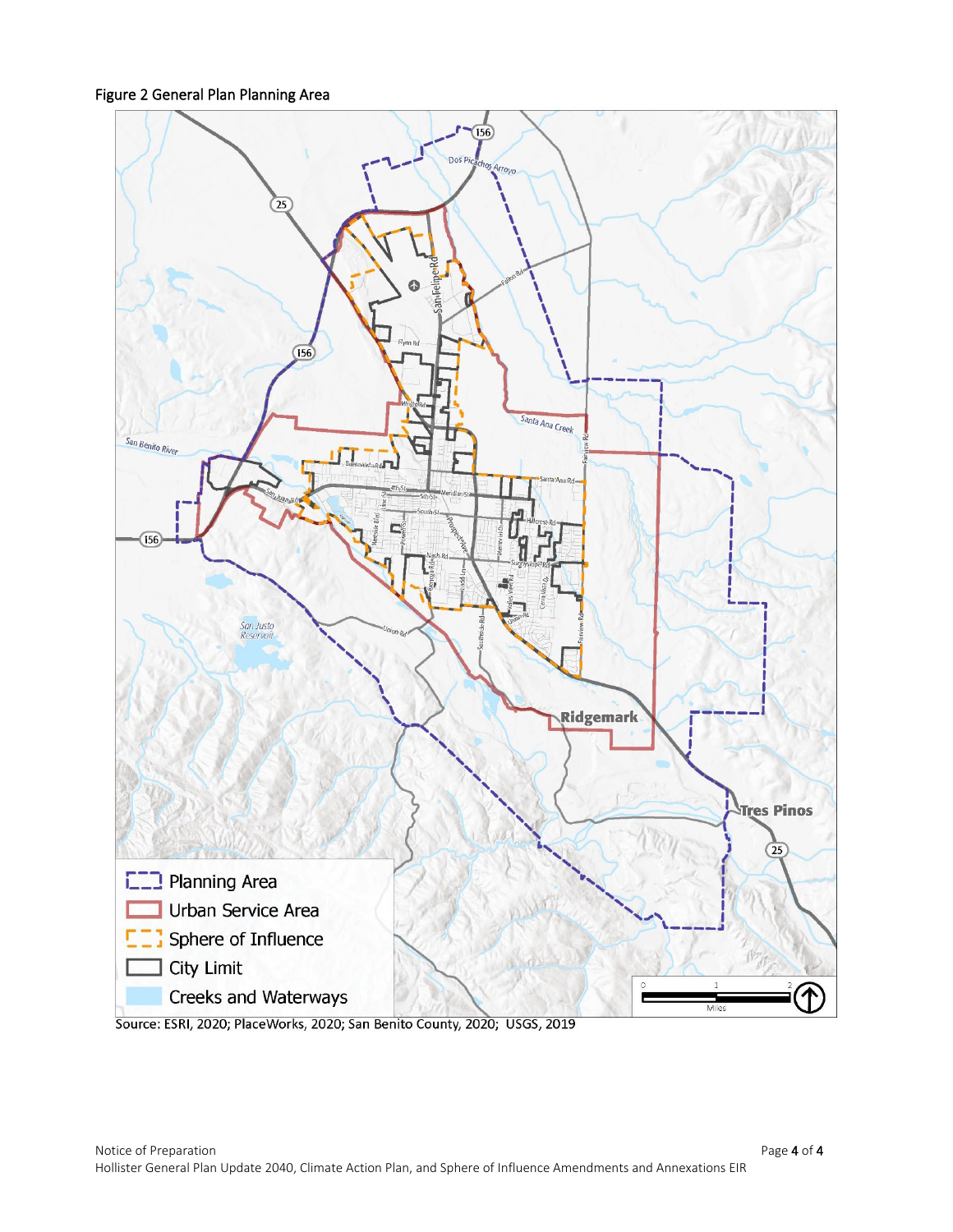Figure 2 General Plan Planning Area

Planning Area
Urban Service Area
Sphere of Influence
City Limit
Creeks and Waterways

Source: ESRI, 2020; PlaceWorks, 2020; San Benito County, 2020; USGS, 2019